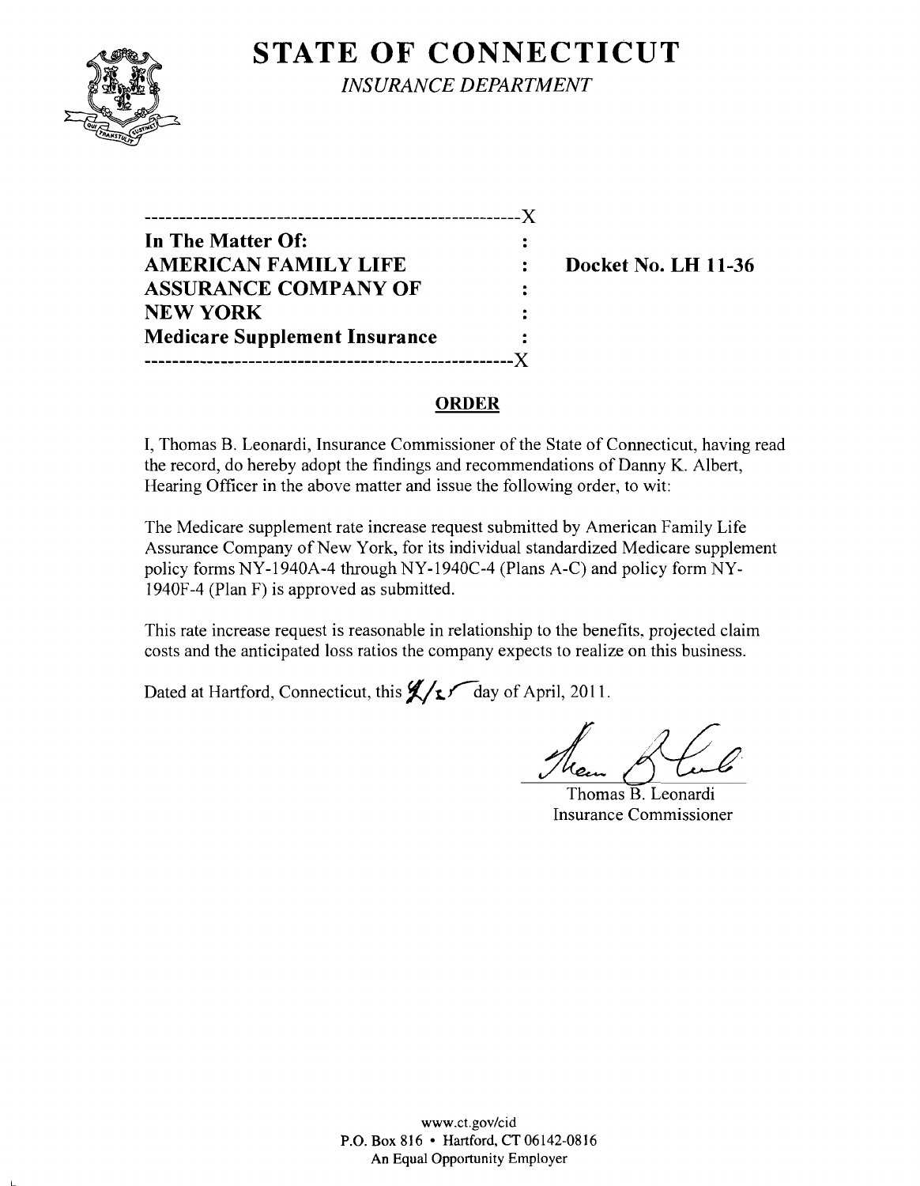# STATE OF CONNECTICUT

*INSURANCE DEPARTMENT*

| | |
|---|---|
| **In The Matter Of:** | |
| **AMERICAN FAMILY LIFE ASSURANCE COMPANY OF NEW YORK** | **Docket No. LH 11-36** |
| **Medicare Supplement Insurance** | |

## ORDER

I, Thomas B. Leonardi, Insurance Commissioner of the State of Connecticut, having read the record, do hereby adopt the findings and recommendations of Danny K. Albert, Hearing Officer in the above matter and issue the following order, to wit:

The Medicare supplement rate increase request submitted by American Family Life Assurance Company of New York, for its individual standardized Medicare supplement policy forms NY-1940A-4 through NY-1940C-4 (Plans A-C) and policy form NY-1940F-4 (Plan F) is approved as submitted.

This rate increase request is reasonable in relationship to the benefits, projected claim costs and the anticipated loss ratios the company expects to realize on this business.

Dated at Hartford, Connecticut, this 4/25 day of April, 2011.

Thomas B. Leonardi
Insurance Commissioner

www.ct.gov/cid
P.O. Box 816 • Hartford, CT 06142-0816
An Equal Opportunity Employer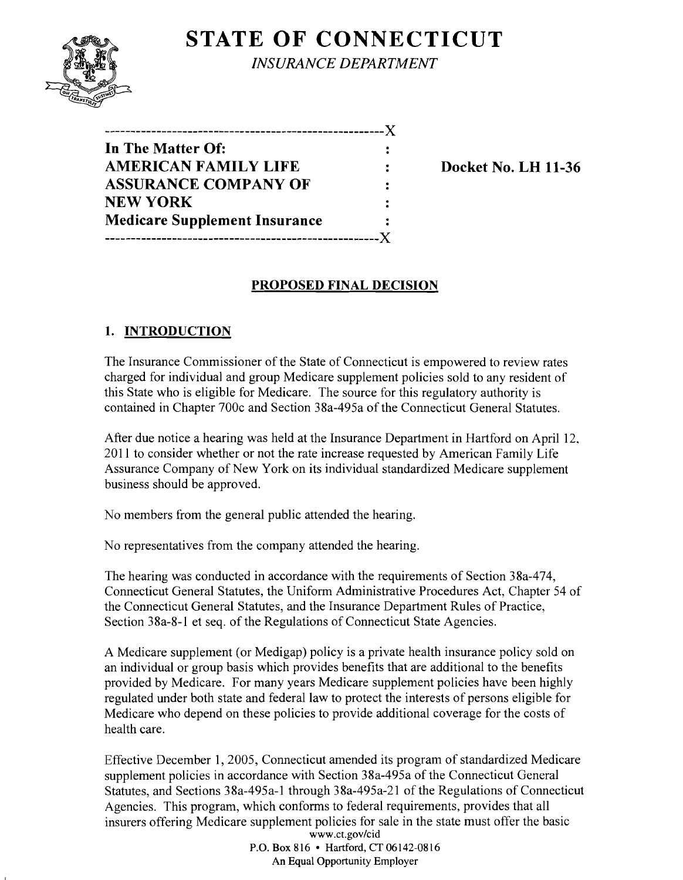# STATE OF CONNECTICUT

*INSURANCE DEPARTMENT*

```
----------------------------------------------------X
In The Matter Of:                                   :
AMERICAN FAMILY LIFE                                :
ASSURANCE COMPANY OF                                :
NEW YORK                                            :
Medicare Supplement Insurance                       :
----------------------------------------------------X
```

**Docket No. LH 11-36**

## PROPOSED FINAL DECISION

### 1. INTRODUCTION

The Insurance Commissioner of the State of Connecticut is empowered to review rates charged for individual and group Medicare supplement policies sold to any resident of this State who is eligible for Medicare. The source for this regulatory authority is contained in Chapter 700c and Section 38a-495a of the Connecticut General Statutes.

After due notice a hearing was held at the Insurance Department in Hartford on April 12, 2011 to consider whether or not the rate increase requested by American Family Life Assurance Company of New York on its individual standardized Medicare supplement business should be approved.

No members from the general public attended the hearing.

No representatives from the company attended the hearing.

The hearing was conducted in accordance with the requirements of Section 38a-474, Connecticut General Statutes, the Uniform Administrative Procedures Act, Chapter 54 of the Connecticut General Statutes, and the Insurance Department Rules of Practice, Section 38a-8-1 et seq. of the Regulations of Connecticut State Agencies.

A Medicare supplement (or Medigap) policy is a private health insurance policy sold on an individual or group basis which provides benefits that are additional to the benefits provided by Medicare. For many years Medicare supplement policies have been highly regulated under both state and federal law to protect the interests of persons eligible for Medicare who depend on these policies to provide additional coverage for the costs of health care.

Effective December 1, 2005, Connecticut amended its program of standardized Medicare supplement policies in accordance with Section 38a-495a of the Connecticut General Statutes, and Sections 38a-495a-1 through 38a-495a-21 of the Regulations of Connecticut Agencies. This program, which conforms to federal requirements, provides that all insurers offering Medicare supplement policies for sale in the state must offer the basic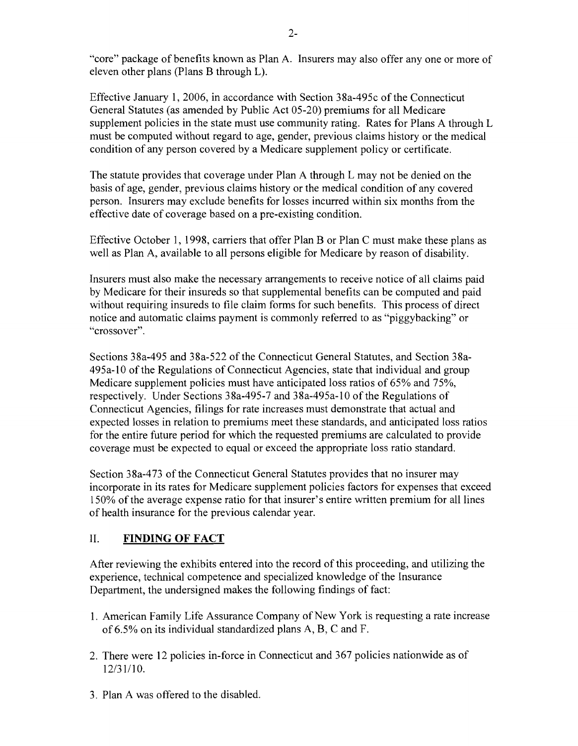"core" package of benefits known as Plan A. Insurers may also offer any one or more of eleven other plans (Plans B through L).

Effective January 1, 2006, in accordance with Section 38a-495c of the Connecticut General Statutes (as amended by Public Act 05-20) premiums for all Medicare supplement policies in the state must use community rating. Rates for Plans A through L must be computed without regard to age, gender, previous claims history or the medical condition of any person covered by a Medicare supplement policy or certificate.

The statute provides that coverage under Plan A through L may not be denied on the basis of age, gender, previous claims history or the medical condition of any covered person. Insurers may exclude benefits for losses incurred within six months from the effective date of coverage based on a pre-existing condition.

Effective October 1, 1998, carriers that offer Plan B or Plan C must make these plans as well as Plan A, available to all persons eligible for Medicare by reason of disability.

Insurers must also make the necessary arrangements to receive notice of all claims paid by Medicare for their insureds so that supplemental benefits can be computed and paid without requiring insureds to file claim forms for such benefits. This process of direct notice and automatic claims payment is commonly referred to as "piggybacking" or "crossover".

Sections 38a-495 and 38a-522 of the Connecticut General Statutes, and Section 38a-495a-10 of the Regulations of Connecticut Agencies, state that individual and group Medicare supplement policies must have anticipated loss ratios of 65% and 75%, respectively. Under Sections 38a-495-7 and 38a-495a-10 of the Regulations of Connecticut Agencies, filings for rate increases must demonstrate that actual and expected losses in relation to premiums meet these standards, and anticipated loss ratios for the entire future period for which the requested premiums are calculated to provide coverage must be expected to equal or exceed the appropriate loss ratio standard.

Section 38a-473 of the Connecticut General Statutes provides that no insurer may incorporate in its rates for Medicare supplement policies factors for expenses that exceed 150% of the average expense ratio for that insurer's entire written premium for all lines of health insurance for the previous calendar year.

## II. **FINDING OF FACT**

After reviewing the exhibits entered into the record of this proceeding, and utilizing the experience, technical competence and specialized knowledge of the Insurance Department, the undersigned makes the following findings of fact:

1. American Family Life Assurance Company of New York is requesting a rate increase of 6.5% on its individual standardized plans A, B, C and F.
2. There were 12 policies in-force in Connecticut and 367 policies nationwide as of 12/31/10.
3. Plan A was offered to the disabled.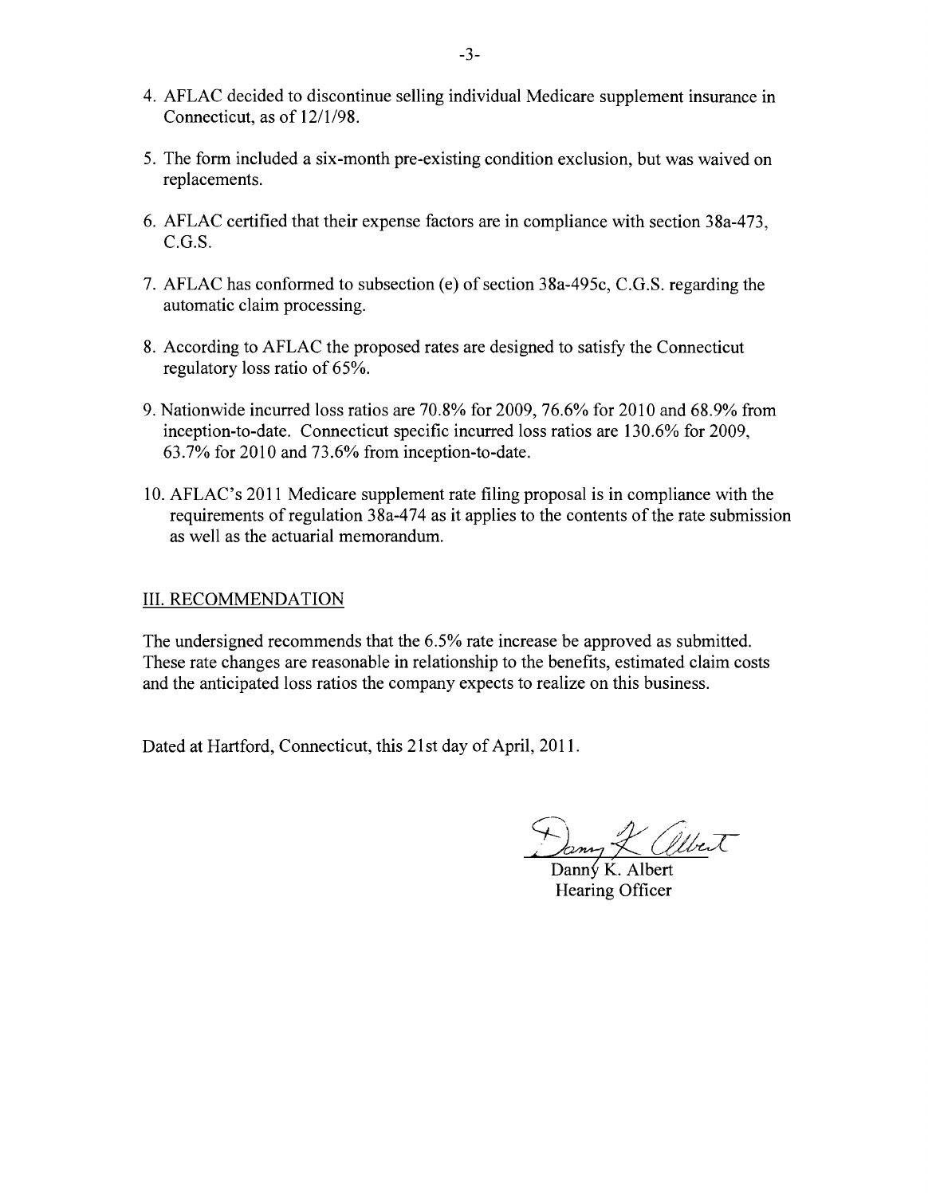4. AFLAC decided to discontinue selling individual Medicare supplement insurance in Connecticut, as of 12/1/98.

5. The form included a six-month pre-existing condition exclusion, but was waived on replacements.

6. AFLAC certified that their expense factors are in compliance with section 38a-473, C.G.S.

7. AFLAC has conformed to subsection (e) of section 38a-495c, C.G.S. regarding the automatic claim processing.

8. According to AFLAC the proposed rates are designed to satisfy the Connecticut regulatory loss ratio of 65%.

9. Nationwide incurred loss ratios are 70.8% for 2009, 76.6% for 2010 and 68.9% from inception-to-date. Connecticut specific incurred loss ratios are 130.6% for 2009, 63.7% for 2010 and 73.6% from inception-to-date.

10. AFLAC's 2011 Medicare supplement rate filing proposal is in compliance with the requirements of regulation 38a-474 as it applies to the contents of the rate submission as well as the actuarial memorandum.

## III. RECOMMENDATION

The undersigned recommends that the 6.5% rate increase be approved as submitted. These rate changes are reasonable in relationship to the benefits, estimated claim costs and the anticipated loss ratios the company expects to realize on this business.

Dated at Hartford, Connecticut, this 21st day of April, 2011.

Danny K. Albert
Hearing Officer